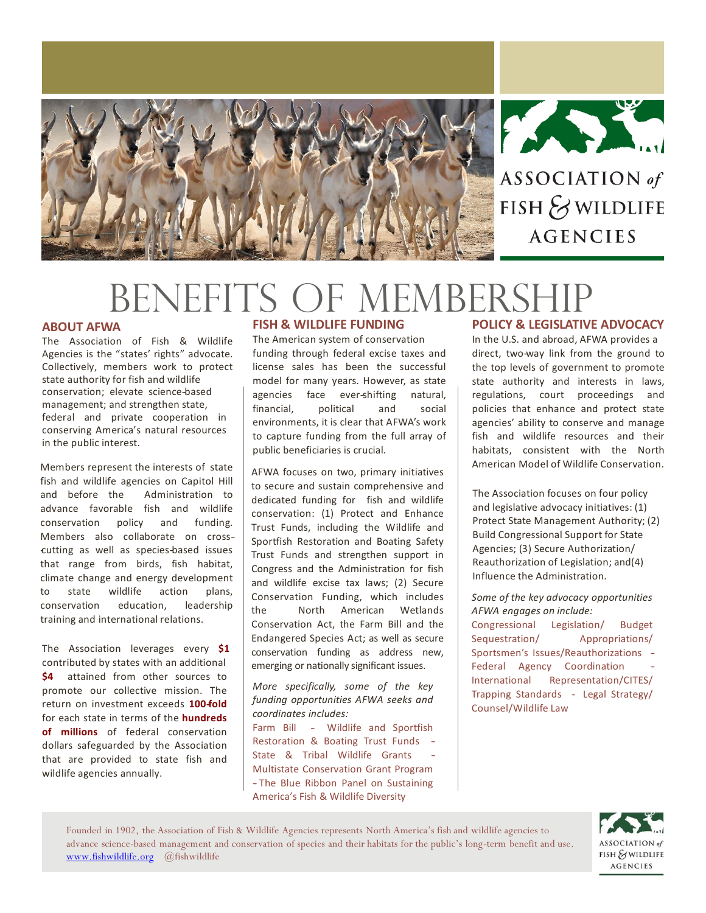ASSOCIATION of FISH & WILDLIFE AGENCIES

# BENEFITS OF MEMBERSHIP

## ABOUT AFWA

The Association of Fish & Wildlife Agencies is the "states' rights" advocate. Collectively, members work to protect state authority for fish and wildlife conservation; elevate science-based management; and strengthen state, federal and private cooperation in conserving America's natural resources in the public interest.

Members represent the interests of state fish and wildlife agencies on Capitol Hill and before the Administration to advance favorable fish and wildlife conservation policy and funding. Members also collaborate on cross-cutting as well as species-based issues that range from birds, fish habitat, climate change and energy development to state wildlife action plans, conservation education, leadership training and international relations.

The Association leverages every **$1** contributed by states with an additional **$4** attained from other sources to promote our collective mission. The return on investment exceeds **100-fold** for each state in terms of the **hundreds of millions** of federal conservation dollars safeguarded by the Association that are provided to state fish and wildlife agencies annually.

## FISH & WILDLIFE FUNDING

The American system of conservation funding through federal excise taxes and license sales has been the successful model for many years. However, as state agencies face ever-shifting natural, financial, political and social environments, it is clear that AFWA's work to capture funding from the full array of public beneficiaries is crucial.

AFWA focuses on two, primary initiatives to secure and sustain comprehensive and dedicated funding for fish and wildlife conservation: (1) Protect and Enhance Trust Funds, including the Wildlife and Sportfish Restoration and Boating Safety Trust Funds and strengthen support in Congress and the Administration for fish and wildlife excise tax laws; (2) Secure Conservation Funding, which includes the North American Wetlands Conservation Act, the Farm Bill and the Endangered Species Act; as well as secure conservation funding as address new, emerging or nationally significant issues.

*More specifically, some of the key funding opportunities AFWA seeks and coordinates includes:*

Farm Bill - Wildlife and Sportfish Restoration & Boating Trust Funds - State & Tribal Wildlife Grants - Multistate Conservation Grant Program - The Blue Ribbon Panel on Sustaining America's Fish & Wildlife Diversity

## POLICY & LEGISLATIVE ADVOCACY

In the U.S. and abroad, AFWA provides a direct, two-way link from the ground to the top levels of government to promote state authority and interests in laws, regulations, court proceedings and policies that enhance and protect state agencies' ability to conserve and manage fish and wildlife resources and their habitats, consistent with the North American Model of Wildlife Conservation.

The Association focuses on four policy and legislative advocacy initiatives: (1) Protect State Management Authority; (2) Build Congressional Support for State Agencies; (3) Secure Authorization/ Reauthorization of Legislation; and(4) Influence the Administration.

*Some of the key advocacy opportunities AFWA engages on include:*

Congressional Legislation/ Budget Sequestration/ Appropriations/ Sportsmen's Issues/Reauthorizations - Federal Agency Coordination - International Representation/CITES/ Trapping Standards - Legal Strategy/ Counsel/Wildlife Law

Founded in 1902, the Association of Fish & Wildlife Agencies represents North America's fish and wildlife agencies to advance science-based management and conservation of species and their habitats for the public's long-term benefit and use. www.fishwildlife.org @fishwildlife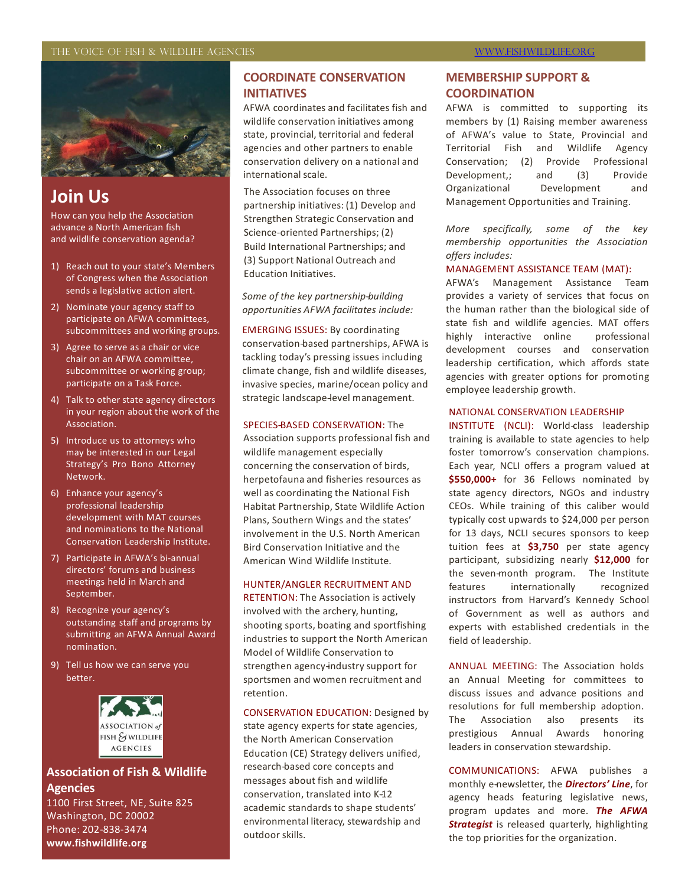## Join Us

How can you help the Association advance a North American fish and wildlife conservation agenda?

1) Reach out to your state's Members of Congress when the Association sends a legislative action alert.
2) Nominate your agency staff to participate on AFWA committees, subcommittees and working groups.
3) Agree to serve as a chair or vice chair on an AFWA committee, subcommittee or working group; participate on a Task Force.
4) Talk to other state agency directors in your region about the work of the Association.
5) Introduce us to attorneys who may be interested in our Legal Strategy's Pro Bono Attorney Network.
6) Enhance your agency's professional leadership development with MAT courses and nominations to the National Conservation Leadership Institute.
7) Participate in AFWA's bi-annual directors' forums and business meetings held in March and September.
8) Recognize your agency's outstanding staff and programs by submitting an AFWA Annual Award nomination.
9) Tell us how we can serve you better.

ASSOCIATION of FISH & WILDLIFE AGENCIES

**Association of Fish & Wildlife Agencies**
1100 First Street, NE, Suite 825
Washington, DC 20002
Phone: 202-838-3474
**www.fishwildlife.org**

## COORDINATE CONSERVATION INITIATIVES

AFWA coordinates and facilitates fish and wildlife conservation initiatives among state, provincial, territorial and federal agencies and other partners to enable conservation delivery on a national and international scale.

The Association focuses on three partnership initiatives: (1) Develop and Strengthen Strategic Conservation and Science-oriented Partnerships; (2) Build International Partnerships; and (3) Support National Outreach and Education Initiatives.

*Some of the key partnership-building opportunities AFWA facilitates include:*

EMERGING ISSUES: By coordinating conservation-based partnerships, AFWA is tackling today's pressing issues including climate change, fish and wildlife diseases, invasive species, marine/ocean policy and strategic landscape-level management.

SPECIES-BASED CONSERVATION: The Association supports professional fish and wildlife management especially concerning the conservation of birds, herpetofauna and fisheries resources as well as coordinating the National Fish Habitat Partnership, State Wildlife Action Plans, Southern Wings and the states' involvement in the U.S. North American Bird Conservation Initiative and the American Wind Wildlife Institute.

HUNTER/ANGLER RECRUITMENT AND RETENTION: The Association is actively involved with the archery, hunting, shooting sports, boating and sportfishing industries to support the North American Model of Wildlife Conservation to strengthen agency-industry support for sportsmen and women recruitment and retention.

CONSERVATION EDUCATION: Designed by state agency experts for state agencies, the North American Conservation Education (CE) Strategy delivers unified, research-based core concepts and messages about fish and wildlife conservation, translated into K-12 academic standards to shape students' environmental literacy, stewardship and outdoor skills.

## MEMBERSHIP SUPPORT & COORDINATION

AFWA is committed to supporting its members by (1) Raising member awareness of AFWA's value to State, Provincial and Territorial Fish and Wildlife Agency Conservation; (2) Provide Professional Development,; and (3) Provide Organizational Development and Management Opportunities and Training.

*More specifically, some of the key membership opportunities the Association offers includes:*

MANAGEMENT ASSISTANCE TEAM (MAT): AFWA's Management Assistance Team provides a variety of services that focus on the human rather than the biological side of state fish and wildlife agencies. MAT offers highly interactive online professional development courses and conservation leadership certification, which affords state agencies with greater options for promoting employee leadership growth.

NATIONAL CONSERVATION LEADERSHIP INSTITUTE (NCLI): World-class leadership training is available to state agencies to help foster tomorrow's conservation champions. Each year, NCLI offers a program valued at **$550,000+** for 36 Fellows nominated by state agency directors, NGOs and industry CEOs. While training of this caliber would typically cost upwards to $24,000 per person for 13 days, NCLI secures sponsors to keep tuition fees at **$3,750** per state agency participant, subsidizing nearly **$12,000** for the seven-month program. The Institute features internationally recognized instructors from Harvard's Kennedy School of Government as well as authors and experts with established credentials in the field of leadership.

ANNUAL MEETING: The Association holds an Annual Meeting for committees to discuss issues and advance positions and resolutions for full membership adoption. The Association also presents its prestigious Annual Awards honoring leaders in conservation stewardship.

COMMUNICATIONS: AFWA publishes a monthly e-newsletter, the ***Directors' Line***, for agency heads featuring legislative news, program updates and more. ***The AFWA Strategist*** is released quarterly, highlighting the top priorities for the organization.